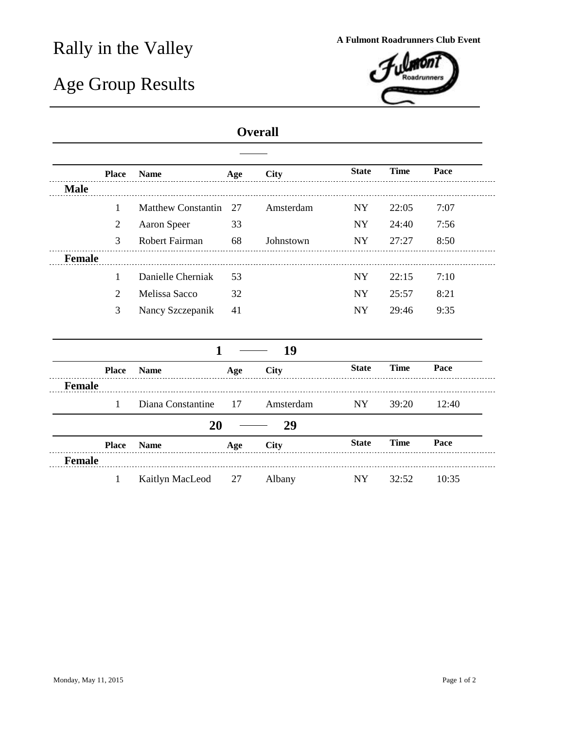# Rally in the Valley

# Age Group Results

**A Fulmont Roadrunners Club Event**

## Overall

| Place | Name | Age | City | State | Time | Pace |
|---|---|---|---|---|---|---|
| **Male** | | | | | | |
| 1 | Matthew Constantin | 27 | Amsterdam | NY | 22:05 | 7:07 |
| 2 | Aaron Speer | 33 | | NY | 24:40 | 7:56 |
| 3 | Robert Fairman | 68 | Johnstown | NY | 27:27 | 8:50 |
| **Female** | | | | | | |
| 1 | Danielle Cherniak | 53 | | NY | 22:15 | 7:10 |
| 2 | Melissa Sacco | 32 | | NY | 25:57 | 8:21 |
| 3 | Nancy Szczepanik | 41 | | NY | 29:46 | 9:35 |

## 1 — 19

| Place | Name | Age | City | State | Time | Pace |
|---|---|---|---|---|---|---|
| **Female** | | | | | | |
| 1 | Diana Constantine | 17 | Amsterdam | NY | 39:20 | 12:40 |

## 20 — 29

| Place | Name | Age | City | State | Time | Pace |
|---|---|---|---|---|---|---|
| **Female** | | | | | | |
| 1 | Kaitlyn MacLeod | 27 | Albany | NY | 32:52 | 10:35 |

Monday, May 11, 2015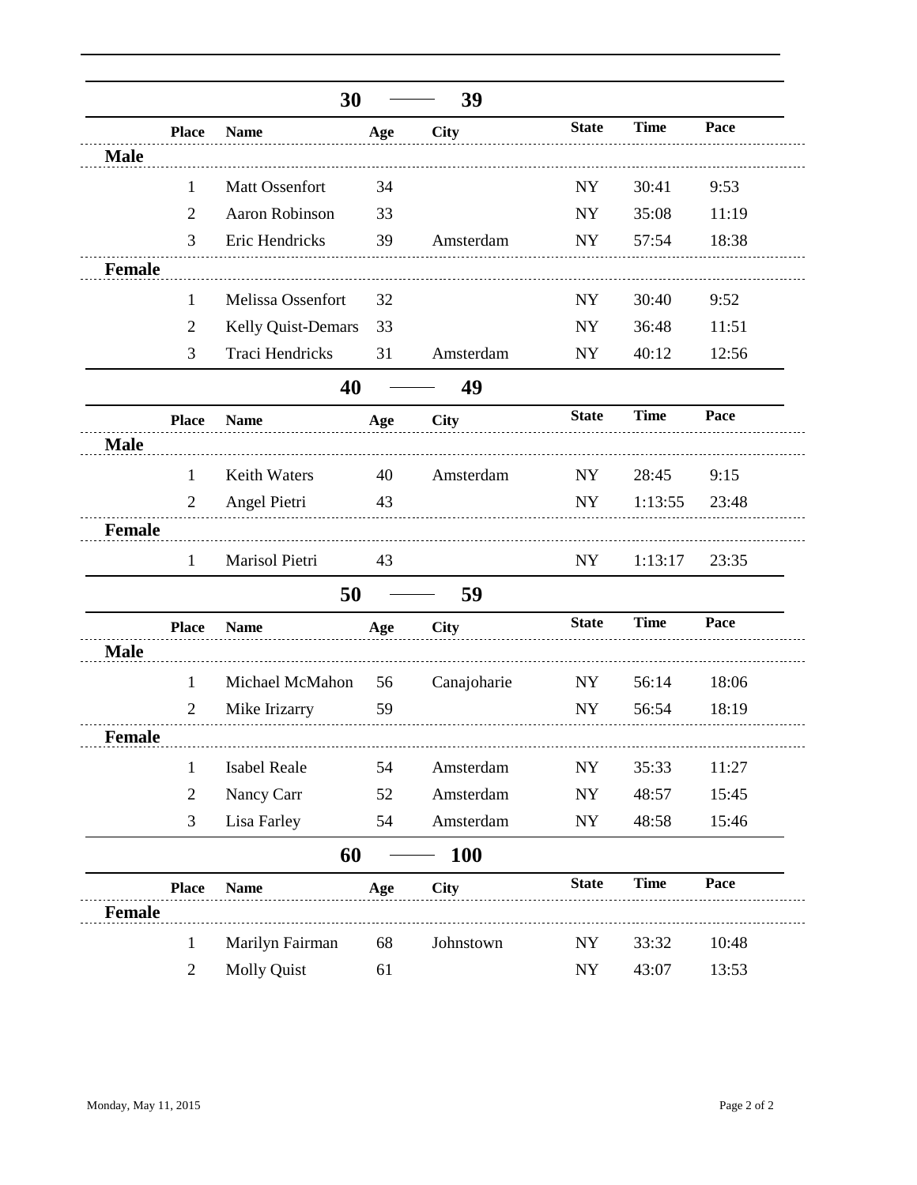## 30 — 39

| | Place | Name | Age | City | State | Time | Pace |
|---|---|---|---|---|---|---|---|
| **Male** | | | | | | | |
| | 1 | Matt Ossenfort | 34 | | NY | 30:41 | 9:53 |
| | 2 | Aaron Robinson | 33 | | NY | 35:08 | 11:19 |
| | 3 | Eric Hendricks | 39 | Amsterdam | NY | 57:54 | 18:38 |
| **Female** | | | | | | | |
| | 1 | Melissa Ossenfort | 32 | | NY | 30:40 | 9:52 |
| | 2 | Kelly Quist-Demars | 33 | | NY | 36:48 | 11:51 |
| | 3 | Traci Hendricks | 31 | Amsterdam | NY | 40:12 | 12:56 |

## 40 — 49

| | Place | Name | Age | City | State | Time | Pace |
|---|---|---|---|---|---|---|---|
| **Male** | | | | | | | |
| | 1 | Keith Waters | 40 | Amsterdam | NY | 28:45 | 9:15 |
| | 2 | Angel Pietri | 43 | | NY | 1:13:55 | 23:48 |
| **Female** | | | | | | | |
| | 1 | Marisol Pietri | 43 | | NY | 1:13:17 | 23:35 |

## 50 — 59

| | Place | Name | Age | City | State | Time | Pace |
|---|---|---|---|---|---|---|---|
| **Male** | | | | | | | |
| | 1 | Michael McMahon | 56 | Canajoharie | NY | 56:14 | 18:06 |
| | 2 | Mike Irizarry | 59 | | NY | 56:54 | 18:19 |
| **Female** | | | | | | | |
| | 1 | Isabel Reale | 54 | Amsterdam | NY | 35:33 | 11:27 |
| | 2 | Nancy Carr | 52 | Amsterdam | NY | 48:57 | 15:45 |
| | 3 | Lisa Farley | 54 | Amsterdam | NY | 48:58 | 15:46 |

## 60 — 100

| | Place | Name | Age | City | State | Time | Pace |
|---|---|---|---|---|---|---|---|
| **Female** | | | | | | | |
| | 1 | Marilyn Fairman | 68 | Johnstown | NY | 33:32 | 10:48 |
| | 2 | Molly Quist | 61 | | NY | 43:07 | 13:53 |

Monday, May 11, 2015